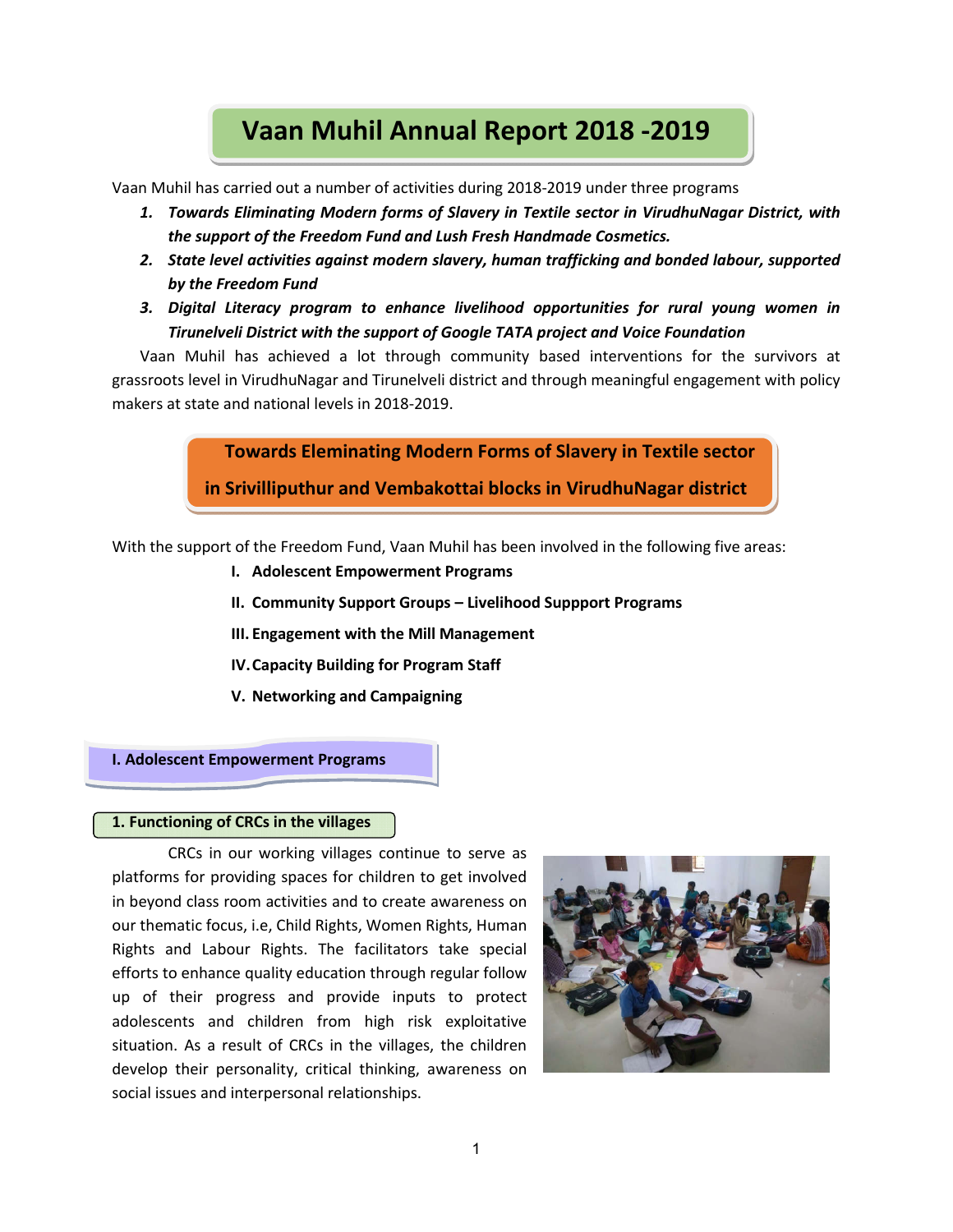# Vaan Muhil Annual Report 2018 -2019

Vaan Muhil has carried out a number of activities during 2018-2019 under three programs

1. ***Towards Eliminating Modern forms of Slavery in Textile sector in VirudhuNagar District, with the support of the Freedom Fund and Lush Fresh Handmade Cosmetics.***
2. ***State level activities against modern slavery, human trafficking and bonded labour, supported by the Freedom Fund***
3. ***Digital Literacy program to enhance livelihood opportunities for rural young women in Tirunelveli District with the support of Google TATA project and Voice Foundation***

Vaan Muhil has achieved a lot through community based interventions for the survivors at grassroots level in VirudhuNagar and Tirunelveli district and through meaningful engagement with policy makers at state and national levels in 2018-2019.

## Towards Eleminating Modern Forms of Slavery in Textile sector in Srivilliputhur and Vembakottai blocks in VirudhuNagar district

With the support of the Freedom Fund, Vaan Muhil has been involved in the following five areas:

I. **Adolescent Empowerment Programs**
II. **Community Support Groups – Livelihood Suppport Programs**
III. **Engagement with the Mill Management**
IV. **Capacity Building for Program Staff**
V. **Networking and Campaigning**

### I. Adolescent Empowerment Programs

#### 1. Functioning of CRCs in the villages

CRCs in our working villages continue to serve as platforms for providing spaces for children to get involved in beyond class room activities and to create awareness on our thematic focus, i.e, Child Rights, Women Rights, Human Rights and Labour Rights. The facilitators take special efforts to enhance quality education through regular follow up of their progress and provide inputs to protect adolescents and children from high risk exploitative situation. As a result of CRCs in the villages, the children develop their personality, critical thinking, awareness on social issues and interpersonal relationships.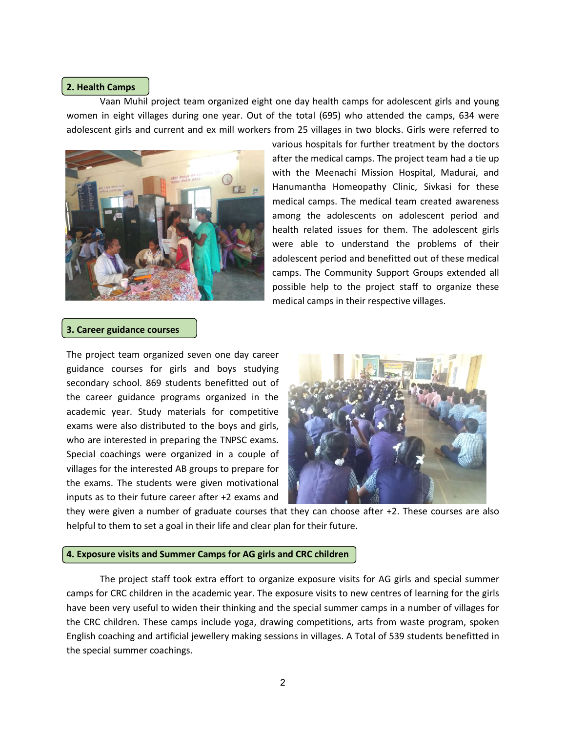## 2. Health Camps

Vaan Muhil project team organized eight one day health camps for adolescent girls and young women in eight villages during one year. Out of the total (695) who attended the camps, 634 were adolescent girls and current and ex mill workers from 25 villages in two blocks. Girls were referred to various hospitals for further treatment by the doctors after the medical camps. The project team had a tie up with the Meenachi Mission Hospital, Madurai, and Hanumantha Homeopathy Clinic, Sivkasi for these medical camps. The medical team created awareness among the adolescents on adolescent period and health related issues for them. The adolescent girls were able to understand the problems of their adolescent period and benefitted out of these medical camps. The Community Support Groups extended all possible help to the project staff to organize these medical camps in their respective villages.

## 3. Career guidance courses

The project team organized seven one day career guidance courses for girls and boys studying secondary school. 869 students benefitted out of the career guidance programs organized in the academic year. Study materials for competitive exams were also distributed to the boys and girls, who are interested in preparing the TNPSC exams. Special coachings were organized in a couple of villages for the interested AB groups to prepare for the exams. The students were given motivational inputs as to their future career after +2 exams and they were given a number of graduate courses that they can choose after +2. These courses are also helpful to them to set a goal in their life and clear plan for their future.

## 4. Exposure visits and Summer Camps for AG girls and CRC children

The project staff took extra effort to organize exposure visits for AG girls and special summer camps for CRC children in the academic year. The exposure visits to new centres of learning for the girls have been very useful to widen their thinking and the special summer camps in a number of villages for the CRC children. These camps include yoga, drawing competitions, arts from waste program, spoken English coaching and artificial jewellery making sessions in villages. A Total of 539 students benefitted in the special summer coachings.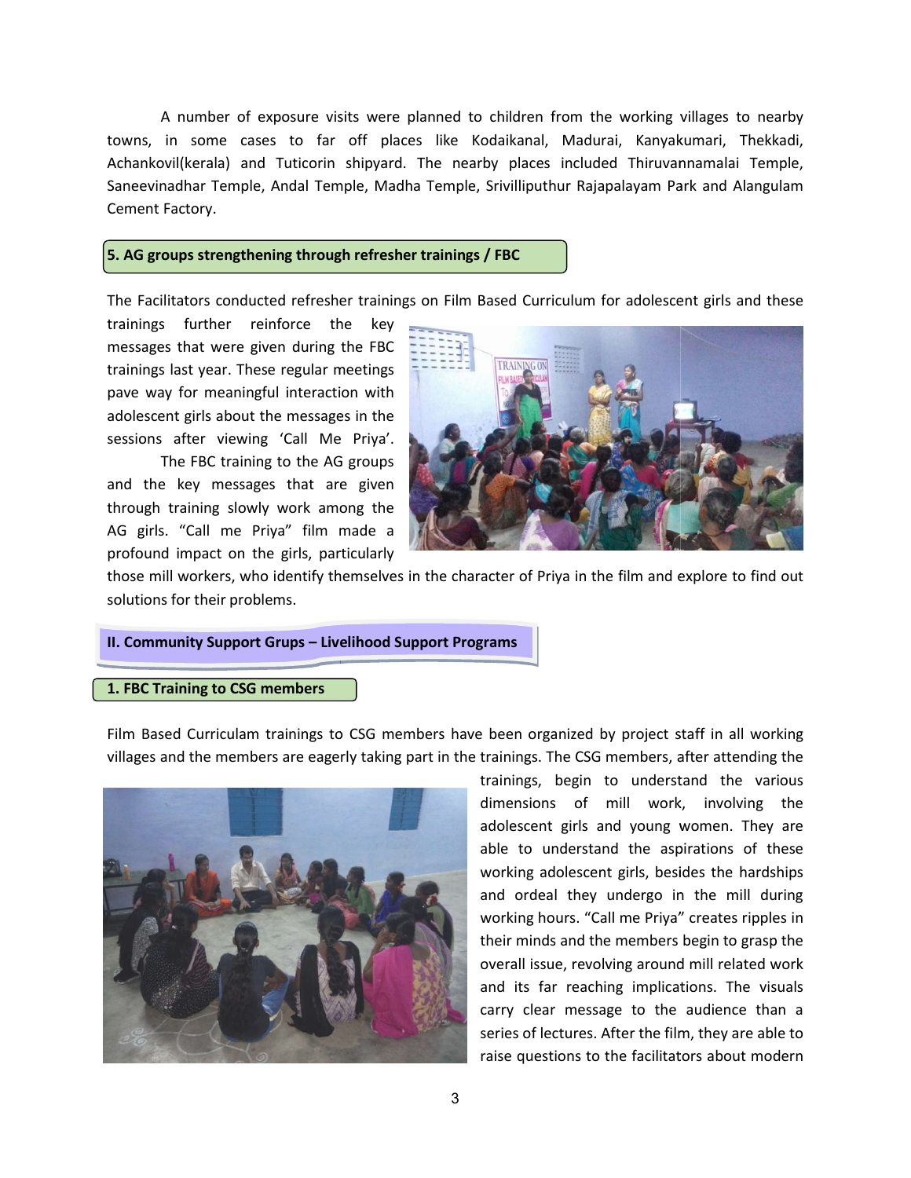A number of exposure visits were planned to children from the working villages to nearby towns, in some cases to far off places like Kodaikanal, Madurai, Kanyakumari, Thekkadi, Achankovil(kerala) and Tuticorin shipyard. The nearby places included Thiruvannamalai Temple, Saneevinadhar Temple, Andal Temple, Madha Temple, Srivilliputhur Rajapalayam Park and Alangulam Cement Factory.

### 5. AG groups strengthening through refresher trainings / FBC

The Facilitators conducted refresher trainings on Film Based Curriculum for adolescent girls and these trainings further reinforce the key messages that were given during the FBC trainings last year. These regular meetings pave way for meaningful interaction with adolescent girls about the messages in the sessions after viewing 'Call Me Priya'.

The FBC training to the AG groups and the key messages that are given through training slowly work among the AG girls. "Call me Priya" film made a profound impact on the girls, particularly those mill workers, who identify themselves in the character of Priya in the film and explore to find out solutions for their problems.

## II. Community Support Grups – Livelihood Support Programs

### 1. FBC Training to CSG members

Film Based Curriculam trainings to CSG members have been organized by project staff in all working villages and the members are eagerly taking part in the trainings. The CSG members, after attending the trainings, begin to understand the various dimensions of mill work, involving the adolescent girls and young women. They are able to understand the aspirations of these working adolescent girls, besides the hardships and ordeal they undergo in the mill during working hours. "Call me Priya" creates ripples in their minds and the members begin to grasp the overall issue, revolving around mill related work and its far reaching implications. The visuals carry clear message to the audience than a series of lectures. After the film, they are able to raise questions to the facilitators about modern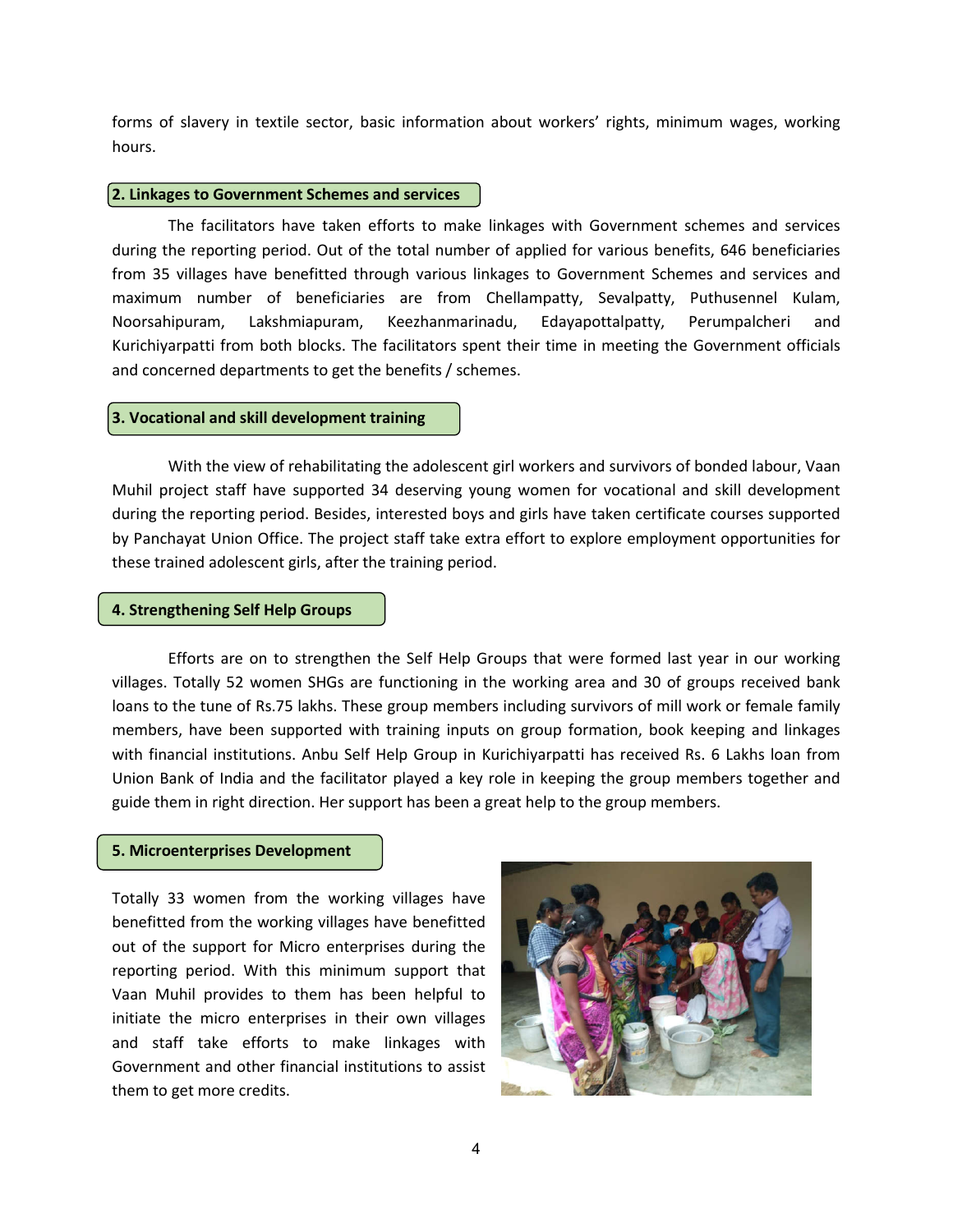forms of slavery in textile sector, basic information about workers' rights, minimum wages, working hours.

## 2. Linkages to Government Schemes and services

The facilitators have taken efforts to make linkages with Government schemes and services during the reporting period. Out of the total number of applied for various benefits, 646 beneficiaries from 35 villages have benefitted through various linkages to Government Schemes and services and maximum number of beneficiaries are from Chellampatty, Sevalpatty, Puthusennel Kulam, Noorsahipuram, Lakshmiapuram, Keezhanmarinadu, Edayapottalpatty, Perumpalcheri and Kurichiyarpatti from both blocks. The facilitators spent their time in meeting the Government officials and concerned departments to get the benefits / schemes.

## 3. Vocational and skill development training

With the view of rehabilitating the adolescent girl workers and survivors of bonded labour, Vaan Muhil project staff have supported 34 deserving young women for vocational and skill development during the reporting period. Besides, interested boys and girls have taken certificate courses supported by Panchayat Union Office. The project staff take extra effort to explore employment opportunities for these trained adolescent girls, after the training period.

## 4. Strengthening Self Help Groups

Efforts are on to strengthen the Self Help Groups that were formed last year in our working villages. Totally 52 women SHGs are functioning in the working area and 30 of groups received bank loans to the tune of Rs.75 lakhs. These group members including survivors of mill work or female family members, have been supported with training inputs on group formation, book keeping and linkages with financial institutions. Anbu Self Help Group in Kurichiyarpatti has received Rs. 6 Lakhs loan from Union Bank of India and the facilitator played a key role in keeping the group members together and guide them in right direction. Her support has been a great help to the group members.

## 5. Microenterprises Development

Totally 33 women from the working villages have benefitted from the working villages have benefitted out of the support for Micro enterprises during the reporting period. With this minimum support that Vaan Muhil provides to them has been helpful to initiate the micro enterprises in their own villages and staff take efforts to make linkages with Government and other financial institutions to assist them to get more credits.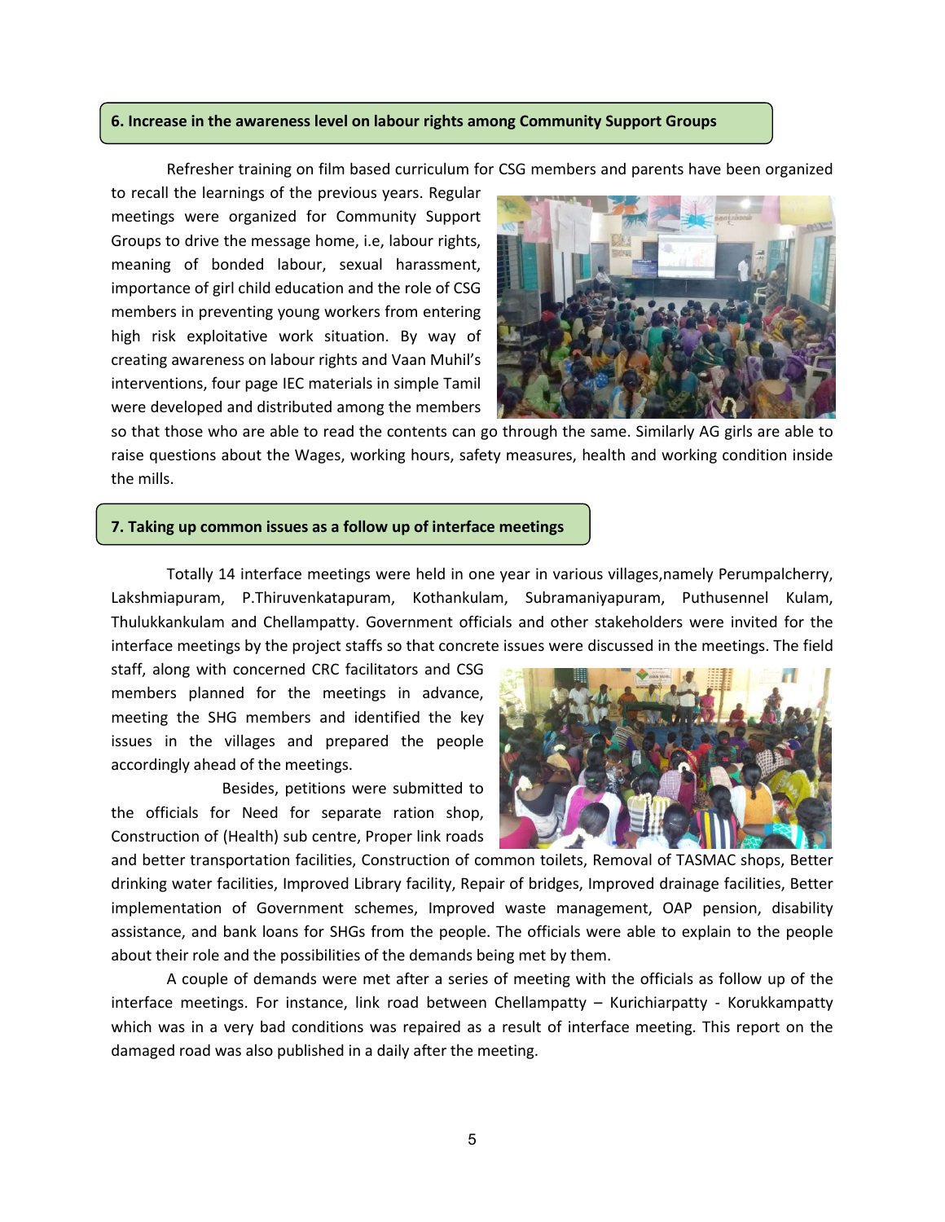### 6. Increase in the awareness level on labour rights among Community Support Groups

Refresher training on film based curriculum for CSG members and parents have been organized to recall the learnings of the previous years. Regular meetings were organized for Community Support Groups to drive the message home, i.e, labour rights, meaning of bonded labour, sexual harassment, importance of girl child education and the role of CSG members in preventing young workers from entering high risk exploitative work situation. By way of creating awareness on labour rights and Vaan Muhil's interventions, four page IEC materials in simple Tamil were developed and distributed among the members so that those who are able to read the contents can go through the same. Similarly AG girls are able to raise questions about the Wages, working hours, safety measures, health and working condition inside the mills.

### 7. Taking up common issues as a follow up of interface meetings

Totally 14 interface meetings were held in one year in various villages,namely Perumpalcherry, Lakshmiapuram, P.Thiruvenkatapuram, Kothankulam, Subramaniyapuram, Puthusennel Kulam, Thulukkankulam and Chellampatty. Government officials and other stakeholders were invited for the interface meetings by the project staffs so that concrete issues were discussed in the meetings. The field staff, along with concerned CRC facilitators and CSG members planned for the meetings in advance, meeting the SHG members and identified the key issues in the villages and prepared the people accordingly ahead of the meetings.

Besides, petitions were submitted to the officials for Need for separate ration shop, Construction of (Health) sub centre, Proper link roads and better transportation facilities, Construction of common toilets, Removal of TASMAC shops, Better drinking water facilities, Improved Library facility, Repair of bridges, Improved drainage facilities, Better implementation of Government schemes, Improved waste management, OAP pension, disability assistance, and bank loans for SHGs from the people. The officials were able to explain to the people about their role and the possibilities of the demands being met by them.

A couple of demands were met after a series of meeting with the officials as follow up of the interface meetings. For instance, link road between Chellampatty – Kurichiarpatty - Korukkampatty which was in a very bad conditions was repaired as a result of interface meeting. This report on the damaged road was also published in a daily after the meeting.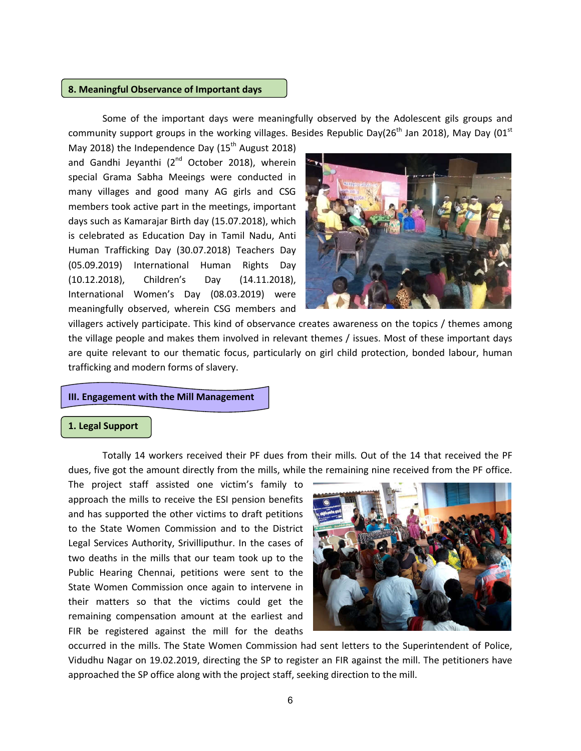## 8. Meaningful Observance of Important days

Some of the important days were meaningfully observed by the Adolescent gils groups and community support groups in the working villages. Besides Republic Day(26th Jan 2018), May Day (01st May 2018) the Independence Day (15th August 2018) and Gandhi Jeyanthi (2nd October 2018), wherein special Grama Sabha Meeings were conducted in many villages and good many AG girls and CSG members took active part in the meetings, important days such as Kamarajar Birth day (15.07.2018), which is celebrated as Education Day in Tamil Nadu, Anti Human Trafficking Day (30.07.2018) Teachers Day (05.09.2019) International Human Rights Day (10.12.2018), Children's Day (14.11.2018), International Women's Day (08.03.2019) were meaningfully observed, wherein CSG members and villagers actively participate. This kind of observance creates awareness on the topics / themes among the village people and makes them involved in relevant themes / issues. Most of these important days are quite relevant to our thematic focus, particularly on girl child protection, bonded labour, human trafficking and modern forms of slavery.

# III. Engagement with the Mill Management

## 1. Legal Support

Totally 14 workers received their PF dues from their mills. Out of the 14 that received the PF dues, five got the amount directly from the mills, while the remaining nine received from the PF office. The project staff assisted one victim's family to approach the mills to receive the ESI pension benefits and has supported the other victims to draft petitions to the State Women Commission and to the District Legal Services Authority, Srivilliputhur. In the cases of two deaths in the mills that our team took up to the Public Hearing Chennai, petitions were sent to the State Women Commission once again to intervene in their matters so that the victims could get the remaining compensation amount at the earliest and FIR be registered against the mill for the deaths occurred in the mills. The State Women Commission had sent letters to the Superintendent of Police, Vidudhu Nagar on 19.02.2019, directing the SP to register an FIR against the mill. The petitioners have approached the SP office along with the project staff, seeking direction to the mill.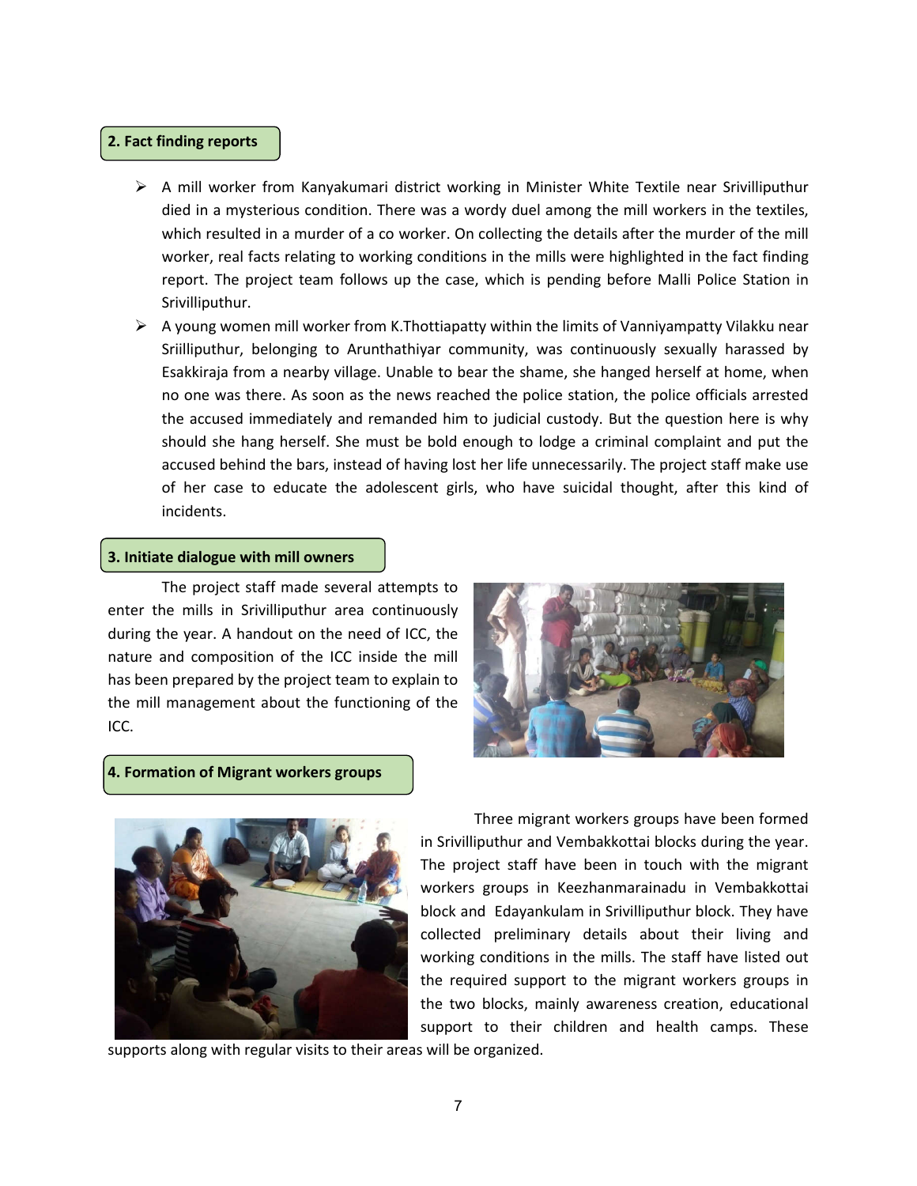## 2. Fact finding reports

- A mill worker from Kanyakumari district working in Minister White Textile near Srivilliputhur died in a mysterious condition. There was a wordy duel among the mill workers in the textiles, which resulted in a murder of a co worker. On collecting the details after the murder of the mill worker, real facts relating to working conditions in the mills were highlighted in the fact finding report. The project team follows up the case, which is pending before Malli Police Station in Srivilliputhur.
- A young women mill worker from K.Thottiapatty within the limits of Vanniyampatty Vilakku near Sriilliputhur, belonging to Arunthathiyar community, was continuously sexually harassed by Esakkiraja from a nearby village. Unable to bear the shame, she hanged herself at home, when no one was there. As soon as the news reached the police station, the police officials arrested the accused immediately and remanded him to judicial custody. But the question here is why should she hang herself. She must be bold enough to lodge a criminal complaint and put the accused behind the bars, instead of having lost her life unnecessarily. The project staff make use of her case to educate the adolescent girls, who have suicidal thought, after this kind of incidents.

## 3. Initiate dialogue with mill owners

The project staff made several attempts to enter the mills in Srivilliputhur area continuously during the year. A handout on the need of ICC, the nature and composition of the ICC inside the mill has been prepared by the project team to explain to the mill management about the functioning of the ICC.

## 4. Formation of Migrant workers groups

Three migrant workers groups have been formed in Srivilliputhur and Vembakkottai blocks during the year. The project staff have been in touch with the migrant workers groups in Keezhanmarainadu in Vembakkottai block and Edayankulam in Srivilliputhur block. They have collected preliminary details about their living and working conditions in the mills. The staff have listed out the required support to the migrant workers groups in the two blocks, mainly awareness creation, educational support to their children and health camps. These supports along with regular visits to their areas will be organized.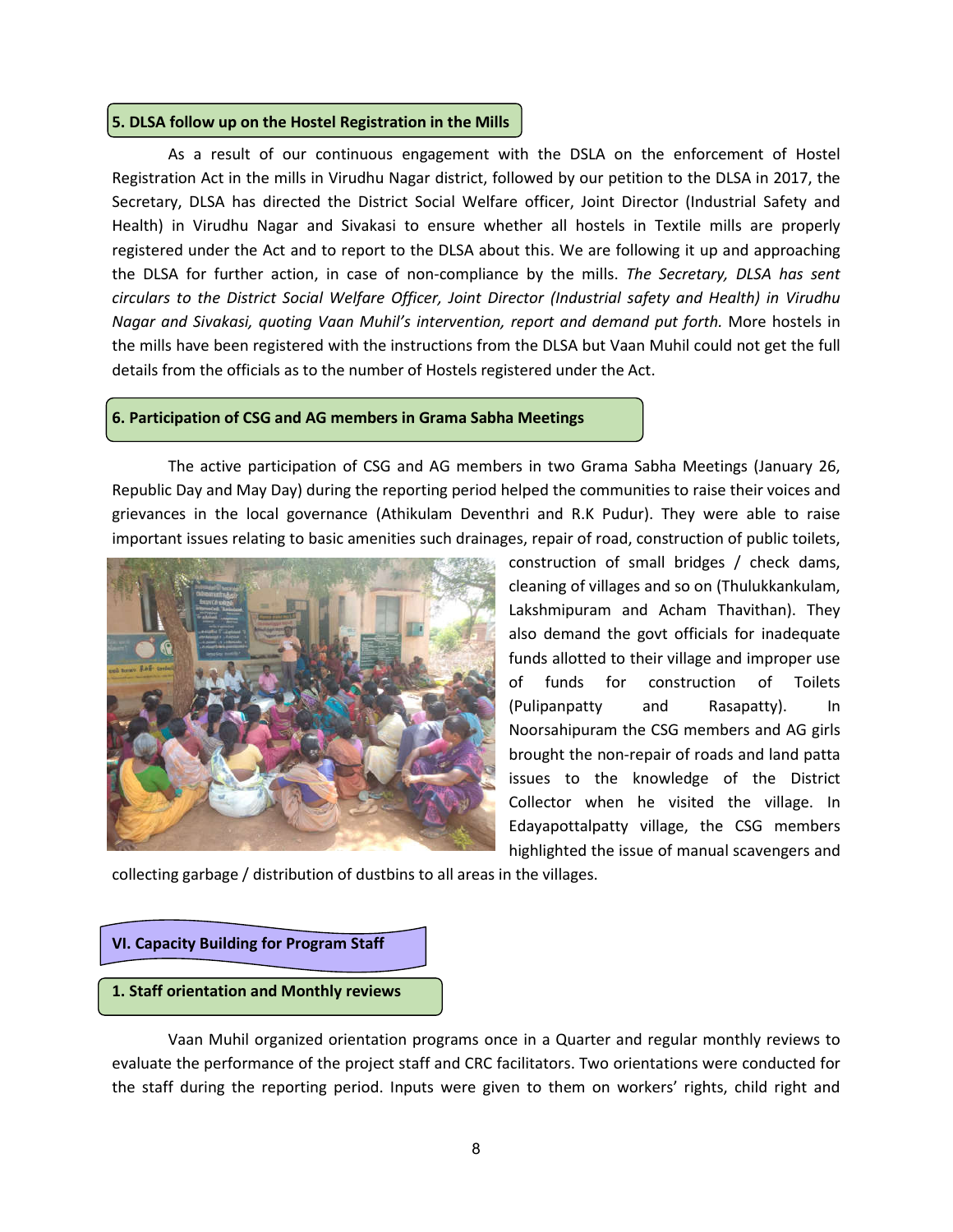### 5. DLSA follow up on the Hostel Registration in the Mills

As a result of our continuous engagement with the DSLA on the enforcement of Hostel Registration Act in the mills in Virudhu Nagar district, followed by our petition to the DLSA in 2017, the Secretary, DLSA has directed the District Social Welfare officer, Joint Director (Industrial Safety and Health) in Virudhu Nagar and Sivakasi to ensure whether all hostels in Textile mills are properly registered under the Act and to report to the DLSA about this. We are following it up and approaching the DLSA for further action, in case of non-compliance by the mills. *The Secretary, DLSA has sent circulars to the District Social Welfare Officer, Joint Director (Industrial safety and Health) in Virudhu Nagar and Sivakasi, quoting Vaan Muhil's intervention, report and demand put forth.* More hostels in the mills have been registered with the instructions from the DLSA but Vaan Muhil could not get the full details from the officials as to the number of Hostels registered under the Act.

### 6. Participation of CSG and AG members in Grama Sabha Meetings

The active participation of CSG and AG members in two Grama Sabha Meetings (January 26, Republic Day and May Day) during the reporting period helped the communities to raise their voices and grievances in the local governance (Athikulam Deventhri and R.K Pudur). They were able to raise important issues relating to basic amenities such drainages, repair of road, construction of public toilets, construction of small bridges / check dams, cleaning of villages and so on (Thulukkankulam, Lakshmipuram and Acham Thavithan). They also demand the govt officials for inadequate funds allotted to their village and improper use of funds for construction of Toilets (Pulipanpatty and Rasapatty). In Noorsahipuram the CSG members and AG girls brought the non-repair of roads and land patta issues to the knowledge of the District Collector when he visited the village. In Edayapottalpatty village, the CSG members highlighted the issue of manual scavengers and collecting garbage / distribution of dustbins to all areas in the villages.

## VI. Capacity Building for Program Staff

### 1. Staff orientation and Monthly reviews

Vaan Muhil organized orientation programs once in a Quarter and regular monthly reviews to evaluate the performance of the project staff and CRC facilitators. Two orientations were conducted for the staff during the reporting period. Inputs were given to them on workers' rights, child right and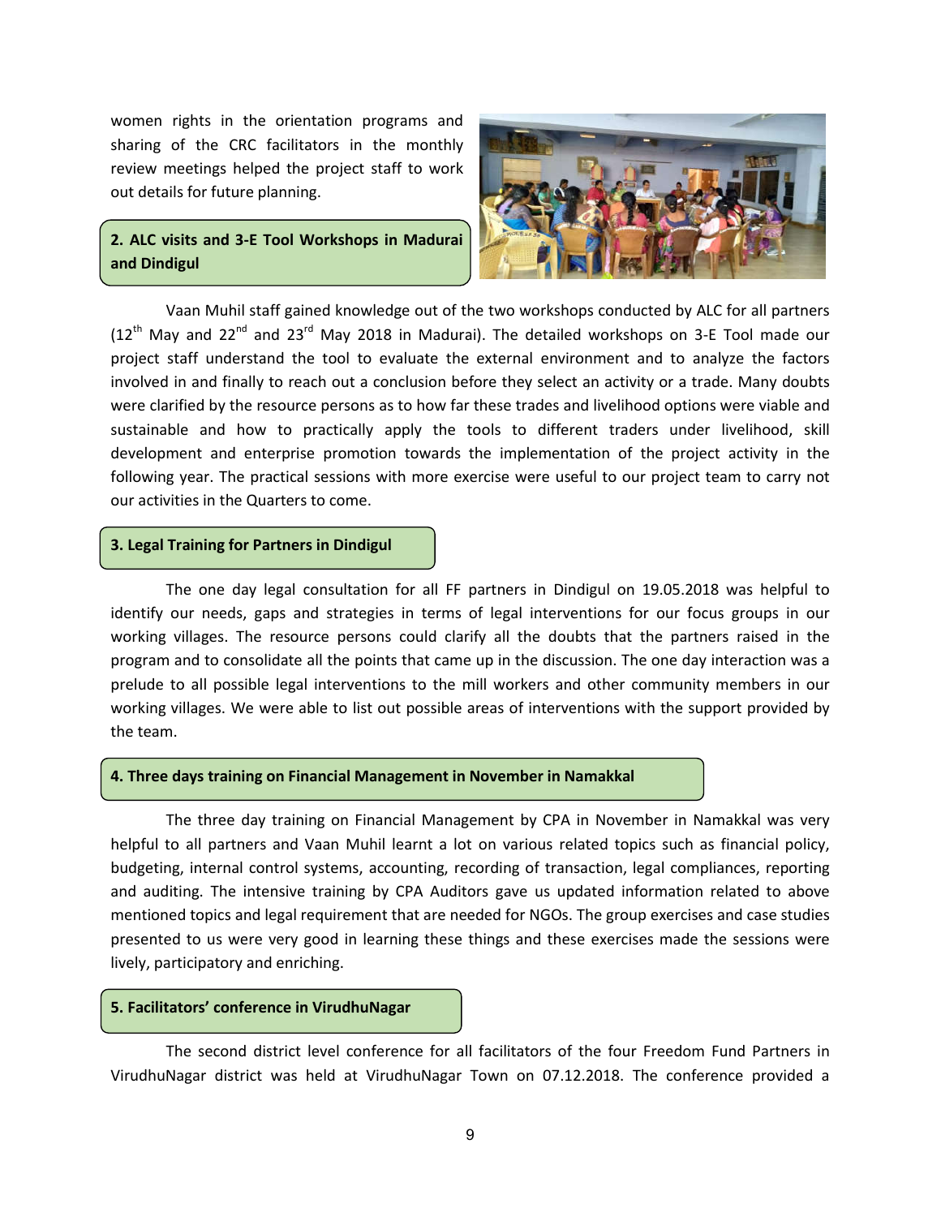women rights in the orientation programs and sharing of the CRC facilitators in the monthly review meetings helped the project staff to work out details for future planning.

### 2. ALC visits and 3-E Tool Workshops in Madurai and Dindigul

Vaan Muhil staff gained knowledge out of the two workshops conducted by ALC for all partners (12th May and 22nd and 23rd May 2018 in Madurai). The detailed workshops on 3-E Tool made our project staff understand the tool to evaluate the external environment and to analyze the factors involved in and finally to reach out a conclusion before they select an activity or a trade. Many doubts were clarified by the resource persons as to how far these trades and livelihood options were viable and sustainable and how to practically apply the tools to different traders under livelihood, skill development and enterprise promotion towards the implementation of the project activity in the following year. The practical sessions with more exercise were useful to our project team to carry not our activities in the Quarters to come.

### 3. Legal Training for Partners in Dindigul

The one day legal consultation for all FF partners in Dindigul on 19.05.2018 was helpful to identify our needs, gaps and strategies in terms of legal interventions for our focus groups in our working villages. The resource persons could clarify all the doubts that the partners raised in the program and to consolidate all the points that came up in the discussion. The one day interaction was a prelude to all possible legal interventions to the mill workers and other community members in our working villages. We were able to list out possible areas of interventions with the support provided by the team.

### 4. Three days training on Financial Management in November in Namakkal

The three day training on Financial Management by CPA in November in Namakkal was very helpful to all partners and Vaan Muhil learnt a lot on various related topics such as financial policy, budgeting, internal control systems, accounting, recording of transaction, legal compliances, reporting and auditing. The intensive training by CPA Auditors gave us updated information related to above mentioned topics and legal requirement that are needed for NGOs. The group exercises and case studies presented to us were very good in learning these things and these exercises made the sessions were lively, participatory and enriching.

### 5. Facilitators' conference in VirudhuNagar

The second district level conference for all facilitators of the four Freedom Fund Partners in VirudhuNagar district was held at VirudhuNagar Town on 07.12.2018. The conference provided a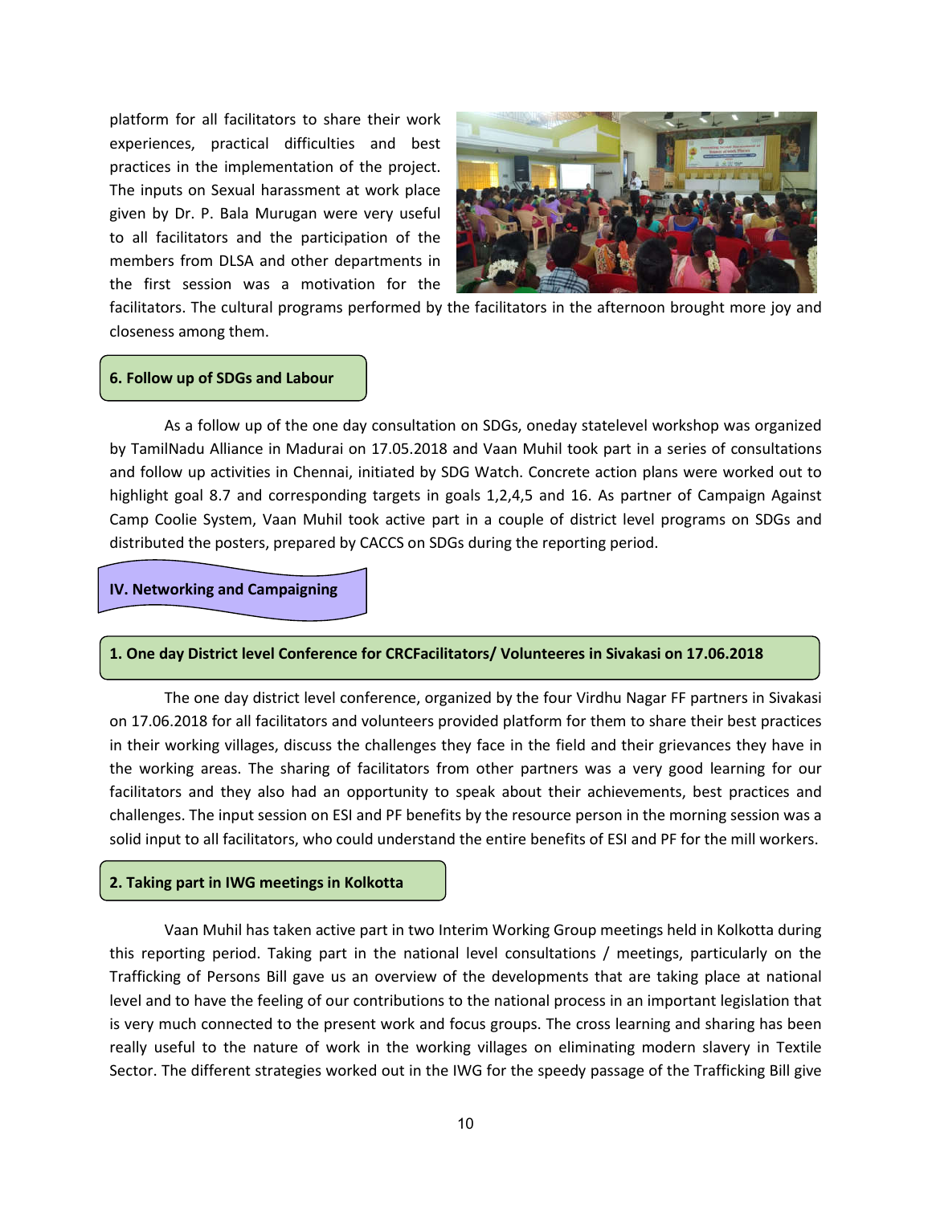platform for all facilitators to share their work experiences, practical difficulties and best practices in the implementation of the project. The inputs on Sexual harassment at work place given by Dr. P. Bala Murugan were very useful to all facilitators and the participation of the members from DLSA and other departments in the first session was a motivation for the facilitators. The cultural programs performed by the facilitators in the afternoon brought more joy and closeness among them.

### 6. Follow up of SDGs and Labour

As a follow up of the one day consultation on SDGs, oneday statelevel workshop was organized by TamilNadu Alliance in Madurai on 17.05.2018 and Vaan Muhil took part in a series of consultations and follow up activities in Chennai, initiated by SDG Watch. Concrete action plans were worked out to highlight goal 8.7 and corresponding targets in goals 1,2,4,5 and 16. As partner of Campaign Against Camp Coolie System, Vaan Muhil took active part in a couple of district level programs on SDGs and distributed the posters, prepared by CACCS on SDGs during the reporting period.

## IV. Networking and Campaigning

### 1. One day District level Conference for CRCFacilitators/ Volunteeres in Sivakasi on 17.06.2018

The one day district level conference, organized by the four Virdhu Nagar FF partners in Sivakasi on 17.06.2018 for all facilitators and volunteers provided platform for them to share their best practices in their working villages, discuss the challenges they face in the field and their grievances they have in the working areas. The sharing of facilitators from other partners was a very good learning for our facilitators and they also had an opportunity to speak about their achievements, best practices and challenges. The input session on ESI and PF benefits by the resource person in the morning session was a solid input to all facilitators, who could understand the entire benefits of ESI and PF for the mill workers.

### 2. Taking part in IWG meetings in Kolkotta

Vaan Muhil has taken active part in two Interim Working Group meetings held in Kolkotta during this reporting period. Taking part in the national level consultations / meetings, particularly on the Trafficking of Persons Bill gave us an overview of the developments that are taking place at national level and to have the feeling of our contributions to the national process in an important legislation that is very much connected to the present work and focus groups. The cross learning and sharing has been really useful to the nature of work in the working villages on eliminating modern slavery in Textile Sector. The different strategies worked out in the IWG for the speedy passage of the Trafficking Bill give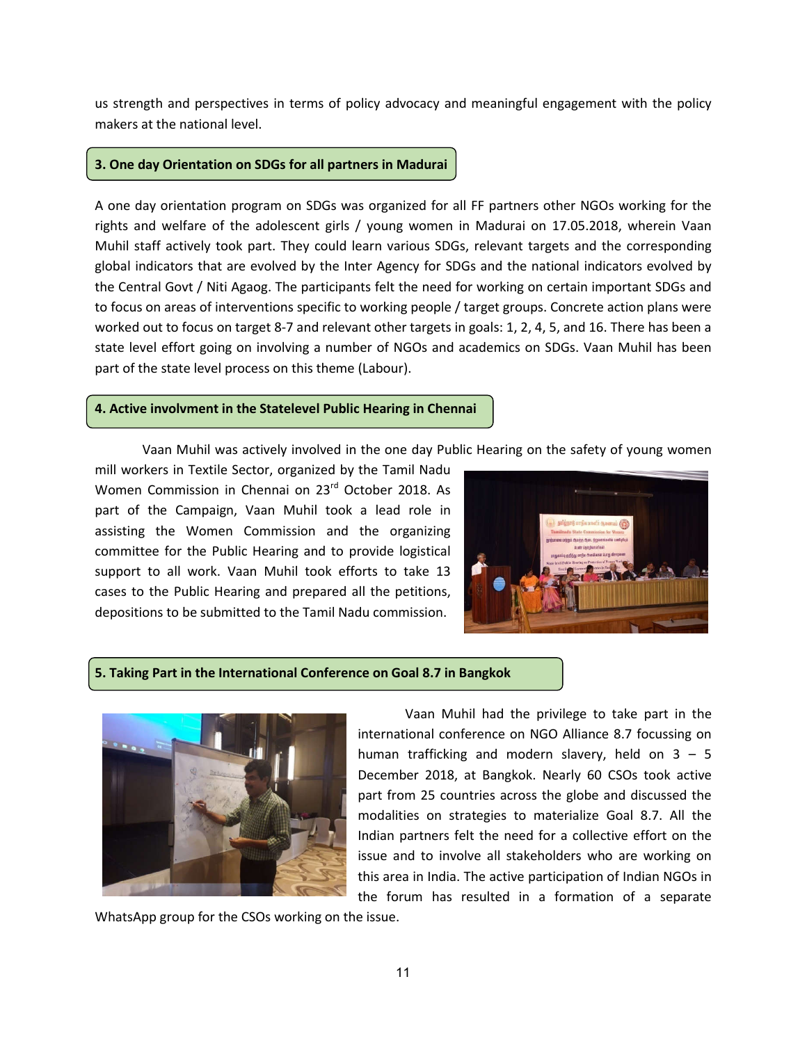us strength and perspectives in terms of policy advocacy and meaningful engagement with the policy makers at the national level.

### 3. One day Orientation on SDGs for all partners in Madurai

A one day orientation program on SDGs was organized for all FF partners other NGOs working for the rights and welfare of the adolescent girls / young women in Madurai on 17.05.2018, wherein Vaan Muhil staff actively took part. They could learn various SDGs, relevant targets and the corresponding global indicators that are evolved by the Inter Agency for SDGs and the national indicators evolved by the Central Govt / Niti Agaog. The participants felt the need for working on certain important SDGs and to focus on areas of interventions specific to working people / target groups. Concrete action plans were worked out to focus on target 8-7 and relevant other targets in goals: 1, 2, 4, 5, and 16. There has been a state level effort going on involving a number of NGOs and academics on SDGs. Vaan Muhil has been part of the state level process on this theme (Labour).

### 4. Active involvment in the Statelevel Public Hearing in Chennai

Vaan Muhil was actively involved in the one day Public Hearing on the safety of young women mill workers in Textile Sector, organized by the Tamil Nadu Women Commission in Chennai on 23rd October 2018. As part of the Campaign, Vaan Muhil took a lead role in assisting the Women Commission and the organizing committee for the Public Hearing and to provide logistical support to all work. Vaan Muhil took efforts to take 13 cases to the Public Hearing and prepared all the petitions, depositions to be submitted to the Tamil Nadu commission.

### 5. Taking Part in the International Conference on Goal 8.7 in Bangkok

Vaan Muhil had the privilege to take part in the international conference on NGO Alliance 8.7 focussing on human trafficking and modern slavery, held on 3 – 5 December 2018, at Bangkok. Nearly 60 CSOs took active part from 25 countries across the globe and discussed the modalities on strategies to materialize Goal 8.7. All the Indian partners felt the need for a collective effort on the issue and to involve all stakeholders who are working on this area in India. The active participation of Indian NGOs in the forum has resulted in a formation of a separate WhatsApp group for the CSOs working on the issue.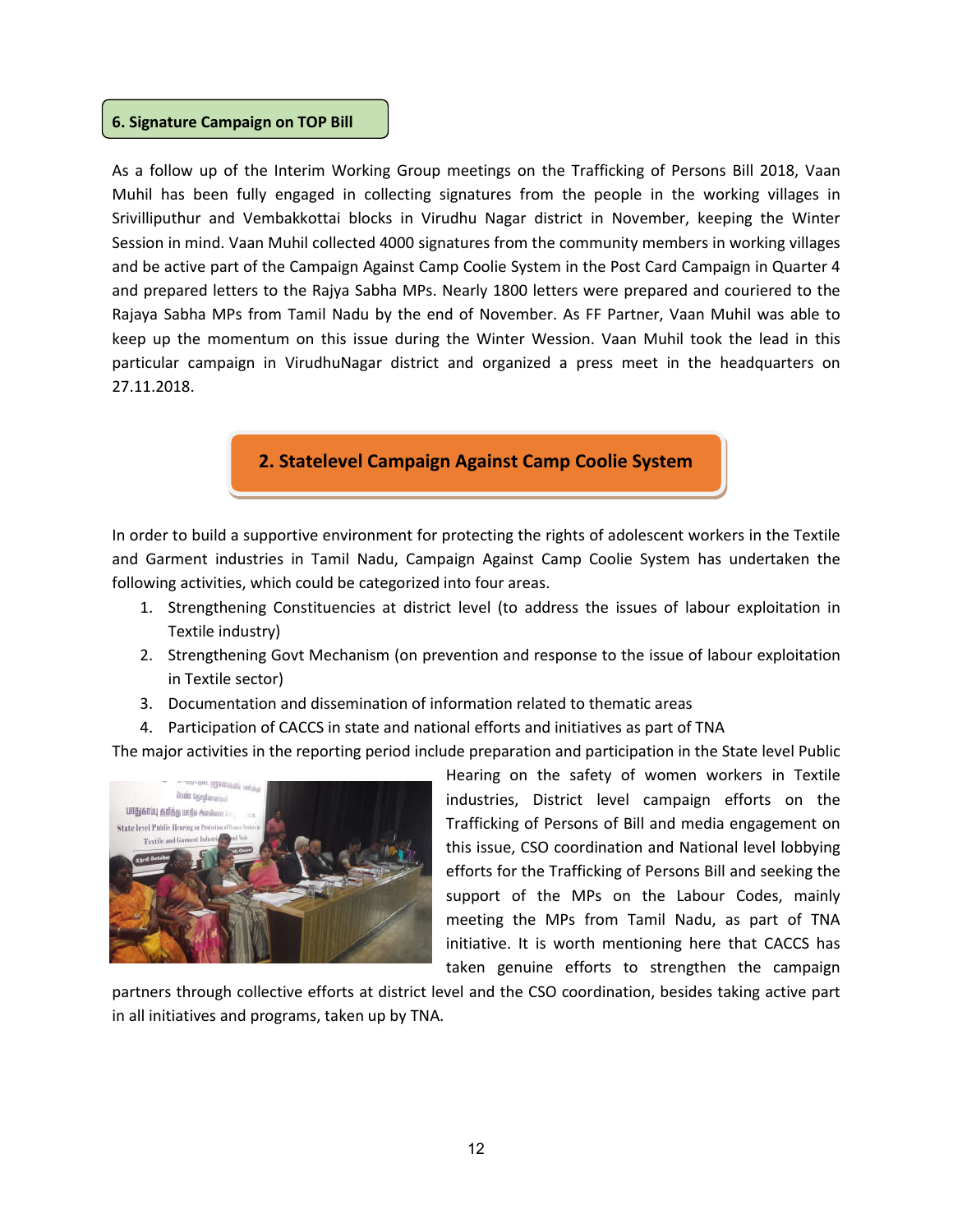### 6. Signature Campaign on TOP Bill

As a follow up of the Interim Working Group meetings on the Trafficking of Persons Bill 2018, Vaan Muhil has been fully engaged in collecting signatures from the people in the working villages in Srivilliputhur and Vembakkottai blocks in Virudhu Nagar district in November, keeping the Winter Session in mind. Vaan Muhil collected 4000 signatures from the community members in working villages and be active part of the Campaign Against Camp Coolie System in the Post Card Campaign in Quarter 4 and prepared letters to the Rajya Sabha MPs. Nearly 1800 letters were prepared and couriered to the Rajaya Sabha MPs from Tamil Nadu by the end of November. As FF Partner, Vaan Muhil was able to keep up the momentum on this issue during the Winter Wession. Vaan Muhil took the lead in this particular campaign in VirudhuNagar district and organized a press meet in the headquarters on 27.11.2018.

## 2. Statelevel Campaign Against Camp Coolie System

In order to build a supportive environment for protecting the rights of adolescent workers in the Textile and Garment industries in Tamil Nadu, Campaign Against Camp Coolie System has undertaken the following activities, which could be categorized into four areas.

1. Strengthening Constituencies at district level (to address the issues of labour exploitation in Textile industry)
2. Strengthening Govt Mechanism (on prevention and response to the issue of labour exploitation in Textile sector)
3. Documentation and dissemination of information related to thematic areas
4. Participation of CACCS in state and national efforts and initiatives as part of TNA

The major activities in the reporting period include preparation and participation in the State level Public Hearing on the safety of women workers in Textile industries, District level campaign efforts on the Trafficking of Persons of Bill and media engagement on this issue, CSO coordination and National level lobbying efforts for the Trafficking of Persons Bill and seeking the support of the MPs on the Labour Codes, mainly meeting the MPs from Tamil Nadu, as part of TNA initiative. It is worth mentioning here that CACCS has taken genuine efforts to strengthen the campaign partners through collective efforts at district level and the CSO coordination, besides taking active part in all initiatives and programs, taken up by TNA.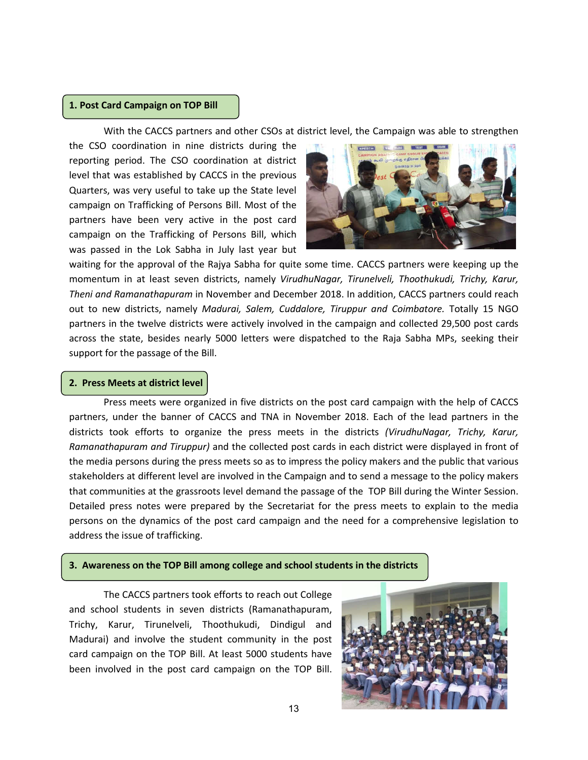## 1. Post Card Campaign on TOP Bill

With the CACCS partners and other CSOs at district level, the Campaign was able to strengthen the CSO coordination in nine districts during the reporting period. The CSO coordination at district level that was established by CACCS in the previous Quarters, was very useful to take up the State level campaign on Trafficking of Persons Bill. Most of the partners have been very active in the post card campaign on the Trafficking of Persons Bill, which was passed in the Lok Sabha in July last year but waiting for the approval of the Rajya Sabha for quite some time. CACCS partners were keeping up the momentum in at least seven districts, namely *VirudhuNagar, Tirunelveli, Thoothukudi, Trichy, Karur, Theni and Ramanathapuram* in November and December 2018. In addition, CACCS partners could reach out to new districts, namely *Madurai, Salem, Cuddalore, Tiruppur and Coimbatore.* Totally 15 NGO partners in the twelve districts were actively involved in the campaign and collected 29,500 post cards across the state, besides nearly 5000 letters were dispatched to the Raja Sabha MPs, seeking their support for the passage of the Bill.

## 2. Press Meets at district level

Press meets were organized in five districts on the post card campaign with the help of CACCS partners, under the banner of CACCS and TNA in November 2018. Each of the lead partners in the districts took efforts to organize the press meets in the districts *(VirudhuNagar, Trichy, Karur, Ramanathapuram and Tiruppur)* and the collected post cards in each district were displayed in front of the media persons during the press meets so as to impress the policy makers and the public that various stakeholders at different level are involved in the Campaign and to send a message to the policy makers that communities at the grassroots level demand the passage of the TOP Bill during the Winter Session. Detailed press notes were prepared by the Secretariat for the press meets to explain to the media persons on the dynamics of the post card campaign and the need for a comprehensive legislation to address the issue of trafficking.

## 3. Awareness on the TOP Bill among college and school students in the districts

The CACCS partners took efforts to reach out College and school students in seven districts (Ramanathapuram, Trichy, Karur, Tirunelveli, Thoothukudi, Dindigul and Madurai) and involve the student community in the post card campaign on the TOP Bill. At least 5000 students have been involved in the post card campaign on the TOP Bill.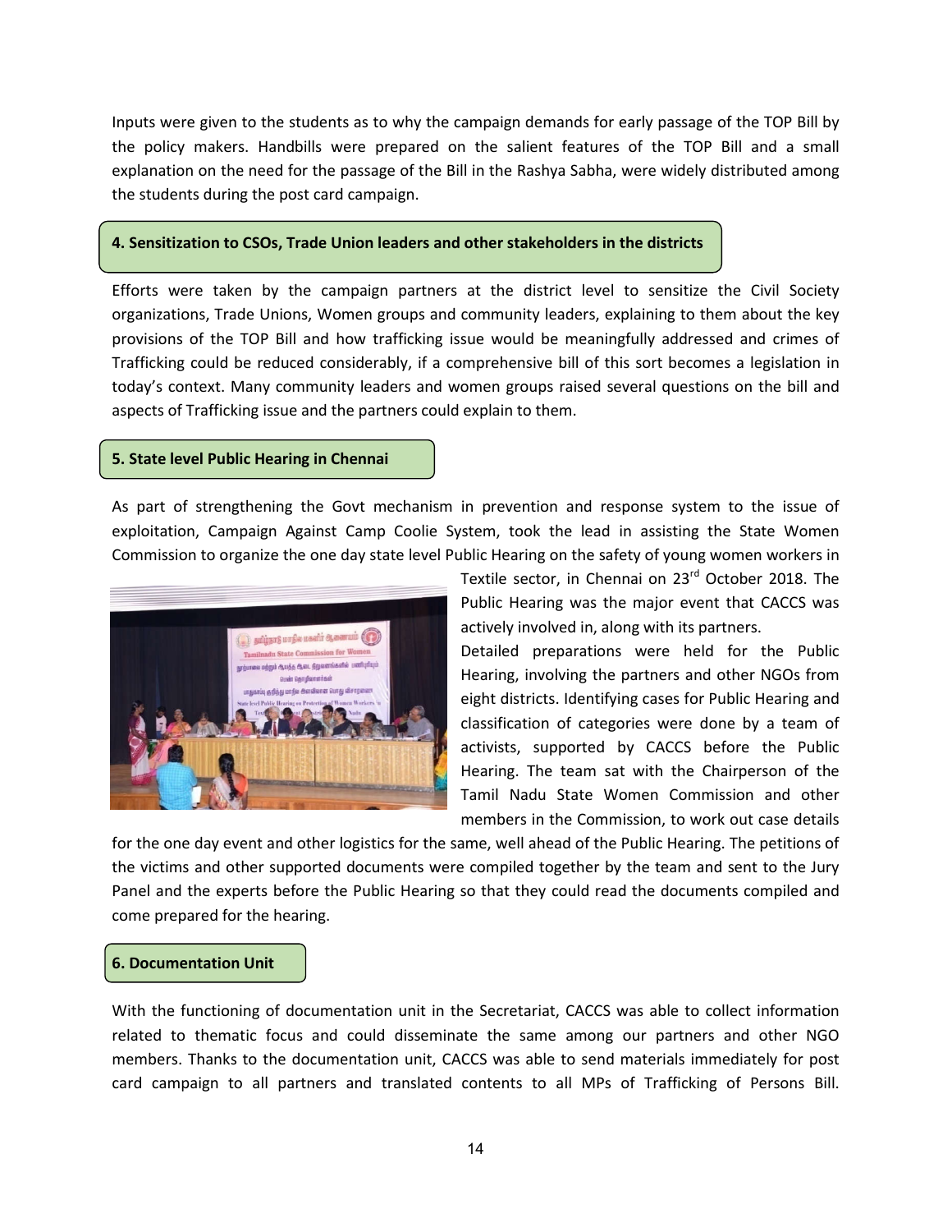Inputs were given to the students as to why the campaign demands for early passage of the TOP Bill by the policy makers. Handbills were prepared on the salient features of the TOP Bill and a small explanation on the need for the passage of the Bill in the Rashya Sabha, were widely distributed among the students during the post card campaign.

### 4. Sensitization to CSOs, Trade Union leaders and other stakeholders in the districts

Efforts were taken by the campaign partners at the district level to sensitize the Civil Society organizations, Trade Unions, Women groups and community leaders, explaining to them about the key provisions of the TOP Bill and how trafficking issue would be meaningfully addressed and crimes of Trafficking could be reduced considerably, if a comprehensive bill of this sort becomes a legislation in today's context. Many community leaders and women groups raised several questions on the bill and aspects of Trafficking issue and the partners could explain to them.

### 5. State level Public Hearing in Chennai

As part of strengthening the Govt mechanism in prevention and response system to the issue of exploitation, Campaign Against Camp Coolie System, took the lead in assisting the State Women Commission to organize the one day state level Public Hearing on the safety of young women workers in Textile sector, in Chennai on 23rd October 2018. The Public Hearing was the major event that CACCS was actively involved in, along with its partners.

Detailed preparations were held for the Public Hearing, involving the partners and other NGOs from eight districts. Identifying cases for Public Hearing and classification of categories were done by a team of activists, supported by CACCS before the Public Hearing. The team sat with the Chairperson of the Tamil Nadu State Women Commission and other members in the Commission, to work out case details for the one day event and other logistics for the same, well ahead of the Public Hearing. The petitions of the victims and other supported documents were compiled together by the team and sent to the Jury Panel and the experts before the Public Hearing so that they could read the documents compiled and come prepared for the hearing.

### 6. Documentation Unit

With the functioning of documentation unit in the Secretariat, CACCS was able to collect information related to thematic focus and could disseminate the same among our partners and other NGO members. Thanks to the documentation unit, CACCS was able to send materials immediately for post card campaign to all partners and translated contents to all MPs of Trafficking of Persons Bill.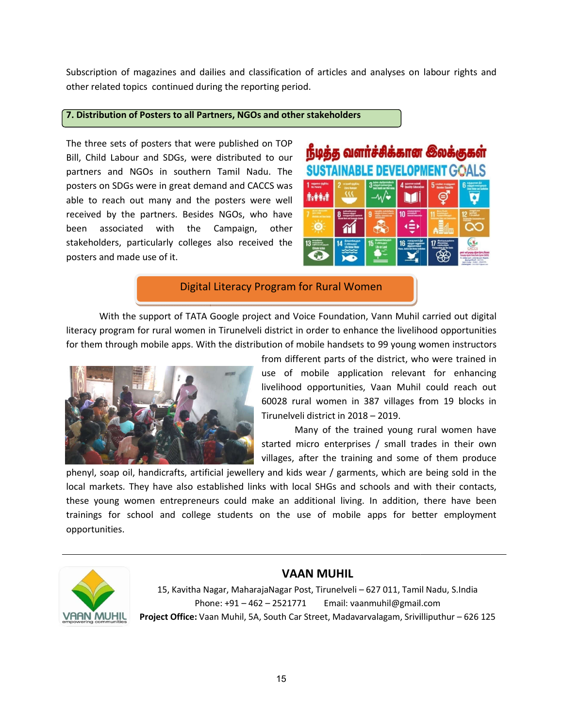Subscription of magazines and dailies and classification of articles and analyses on labour rights and other related topics continued during the reporting period.

## 7. Distribution of Posters to all Partners, NGOs and other stakeholders

The three sets of posters that were published on TOP Bill, Child Labour and SDGs, were distributed to our partners and NGOs in southern Tamil Nadu. The posters on SDGs were in great demand and CACCS was able to reach out many and the posters were well received by the partners. Besides NGOs, who have been associated with the Campaign, other stakeholders, particularly colleges also received the posters and made use of it.

## Digital Literacy Program for Rural Women

With the support of TATA Google project and Voice Foundation, Vann Muhil carried out digital literacy program for rural women in Tirunelveli district in order to enhance the livelihood opportunities for them through mobile apps. With the distribution of mobile handsets to 99 young women instructors from different parts of the district, who were trained in use of mobile application relevant for enhancing livelihood opportunities, Vaan Muhil could reach out 60028 rural women in 387 villages from 19 blocks in Tirunelveli district in 2018 – 2019.

Many of the trained young rural women have started micro enterprises / small trades in their own villages, after the training and some of them produce phenyl, soap oil, handicrafts, artificial jewellery and kids wear / garments, which are being sold in the local markets. They have also established links with local SHGs and schools and with their contacts, these young women entrepreneurs could make an additional living. In addition, there have been trainings for school and college students on the use of mobile apps for better employment opportunities.

---

**VAAN MUHIL**

15, Kavitha Nagar, MaharajaNagar Post, Tirunelveli – 627 011, Tamil Nadu, S.India

Phone: +91 – 462 – 2521771 Email: vaanmuhil@gmail.com

**Project Office:** Vaan Muhil, 5A, South Car Street, Madavarvalagam, Srivilliputhur – 626 125